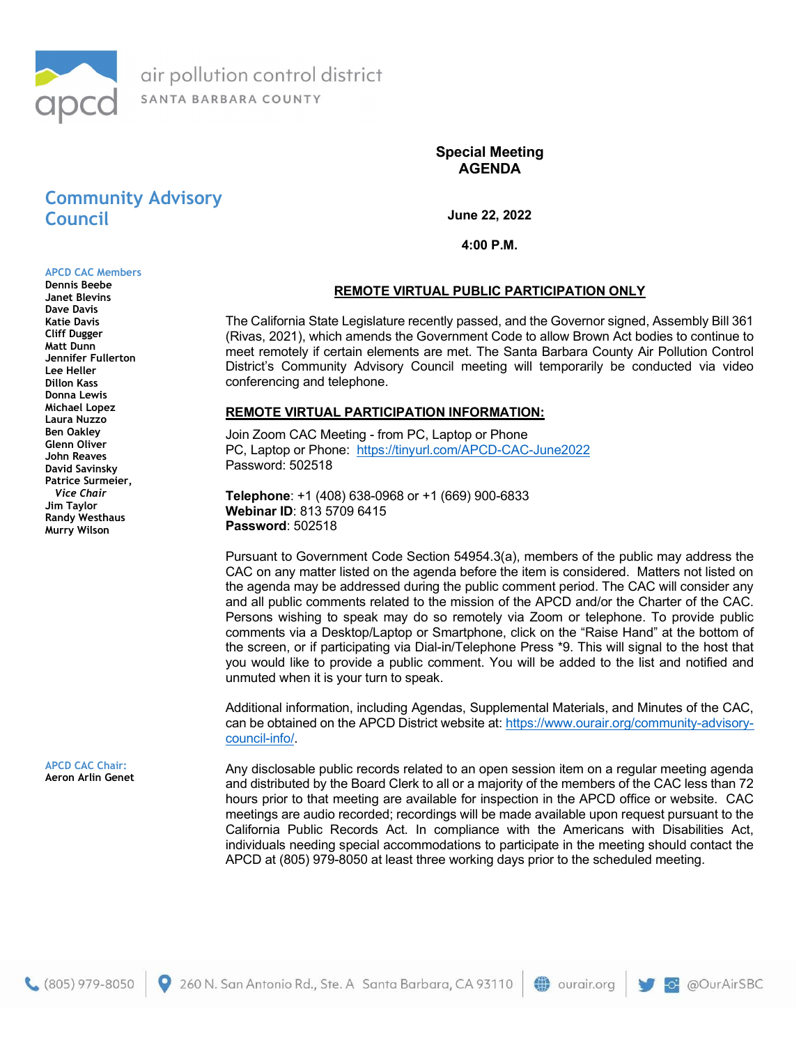air pollution control district
SANTA BARBARA COUNTY

# Special Meeting AGENDA

## Community Advisory Council

**June 22, 2022**

**4:00 P.M.**

**APCD CAC Members**

- Dennis Beebe
- Janet Blevins
- Dave Davis
- Katie Davis
- Cliff Dugger
- Matt Dunn
- Jennifer Fullerton
- Lee Heller
- Dillon Kass
- Donna Lewis
- Michael Lopez
- Laura Nuzzo
- Ben Oakley
- Glenn Oliver
- John Reaves
- David Savinsky
- Patrice Surmeier, *Vice Chair*
- Jim Taylor
- Randy Westhaus
- Murry Wilson

**APCD CAC Chair:**
Aeron Arlin Genet

**REMOTE VIRTUAL PUBLIC PARTICIPATION ONLY**

The California State Legislature recently passed, and the Governor signed, Assembly Bill 361 (Rivas, 2021), which amends the Government Code to allow Brown Act bodies to continue to meet remotely if certain elements are met. The Santa Barbara County Air Pollution Control District's Community Advisory Council meeting will temporarily be conducted via video conferencing and telephone.

**REMOTE VIRTUAL PARTICIPATION INFORMATION:**

Join Zoom CAC Meeting - from PC, Laptop or Phone
PC, Laptop or Phone: https://tinyurl.com/APCD-CAC-June2022
Password: 502518

**Telephone**: +1 (408) 638-0968 or +1 (669) 900-6833
**Webinar ID**: 813 5709 6415
**Password**: 502518

Pursuant to Government Code Section 54954.3(a), members of the public may address the CAC on any matter listed on the agenda before the item is considered. Matters not listed on the agenda may be addressed during the public comment period. The CAC will consider any and all public comments related to the mission of the APCD and/or the Charter of the CAC. Persons wishing to speak may do so remotely via Zoom or telephone. To provide public comments via a Desktop/Laptop or Smartphone, click on the "Raise Hand" at the bottom of the screen, or if participating via Dial-in/Telephone Press *9. This will signal to the host that you would like to provide a public comment. You will be added to the list and notified and unmuted when it is your turn to speak.

Additional information, including Agendas, Supplemental Materials, and Minutes of the CAC, can be obtained on the APCD District website at: https://www.ourair.org/community-advisory-council-info/.

Any disclosable public records related to an open session item on a regular meeting agenda and distributed by the Board Clerk to all or a majority of the members of the CAC less than 72 hours prior to that meeting are available for inspection in the APCD office or website. CAC meetings are audio recorded; recordings will be made available upon request pursuant to the California Public Records Act. In compliance with the Americans with Disabilities Act, individuals needing special accommodations to participate in the meeting should contact the APCD at (805) 979-8050 at least three working days prior to the scheduled meeting.

(805) 979-8050 | 260 N. San Antonio Rd., Ste. A Santa Barbara, CA 93110 | ourair.org | @OurAirSBC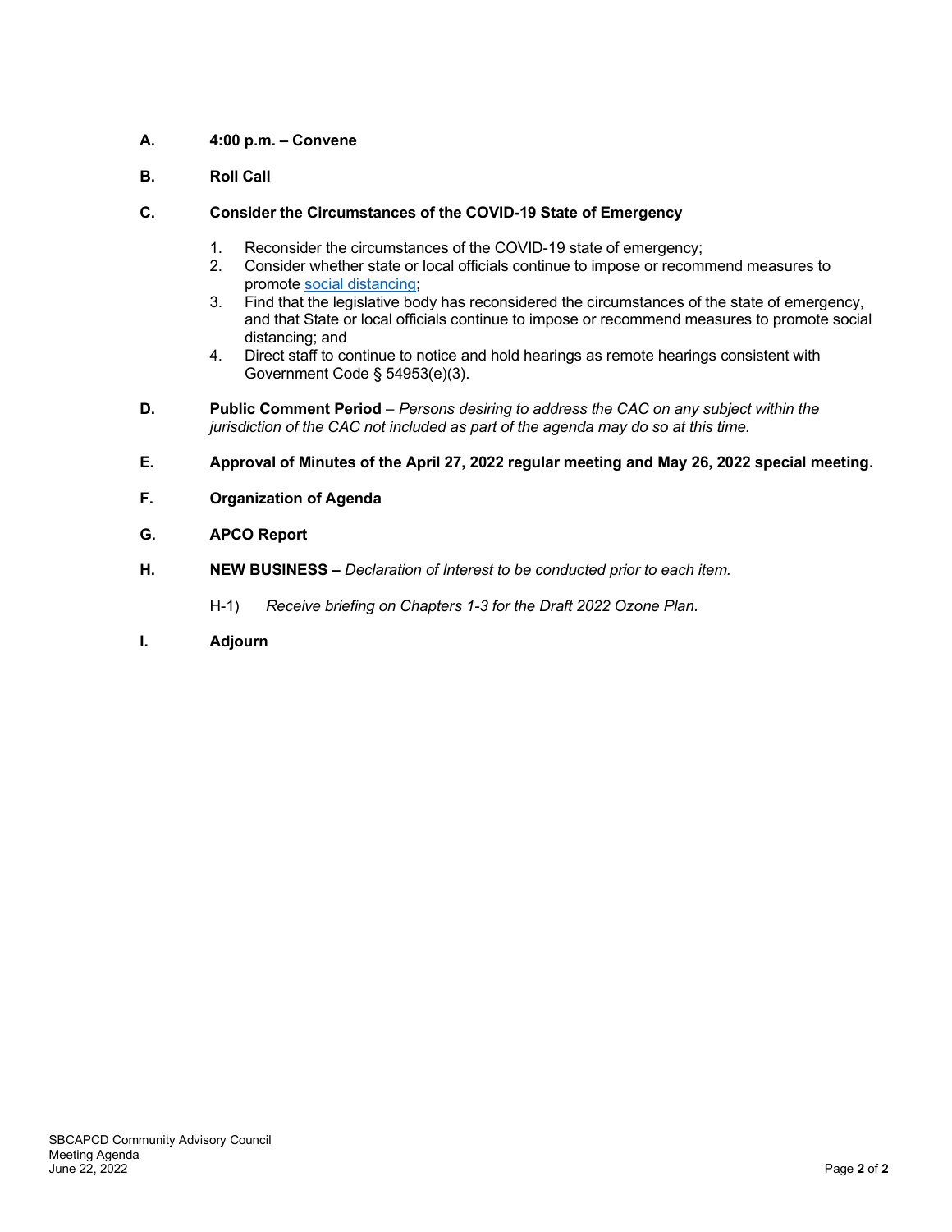**A. 4:00 p.m. – Convene**

**B. Roll Call**

**C. Consider the Circumstances of the COVID-19 State of Emergency**

1. Reconsider the circumstances of the COVID-19 state of emergency;
2. Consider whether state or local officials continue to impose or recommend measures to promote social distancing;
3. Find that the legislative body has reconsidered the circumstances of the state of emergency, and that State or local officials continue to impose or recommend measures to promote social distancing; and
4. Direct staff to continue to notice and hold hearings as remote hearings consistent with Government Code § 54953(e)(3).

**D. Public Comment Period** – *Persons desiring to address the CAC on any subject within the jurisdiction of the CAC not included as part of the agenda may do so at this time.*

**E. Approval of Minutes of the April 27, 2022 regular meeting and May 26, 2022 special meeting.**

**F. Organization of Agenda**

**G. APCO Report**

**H. NEW BUSINESS –** *Declaration of Interest to be conducted prior to each item.*

H-1) *Receive briefing on Chapters 1-3 for the Draft 2022 Ozone Plan.*

**I. Adjourn**